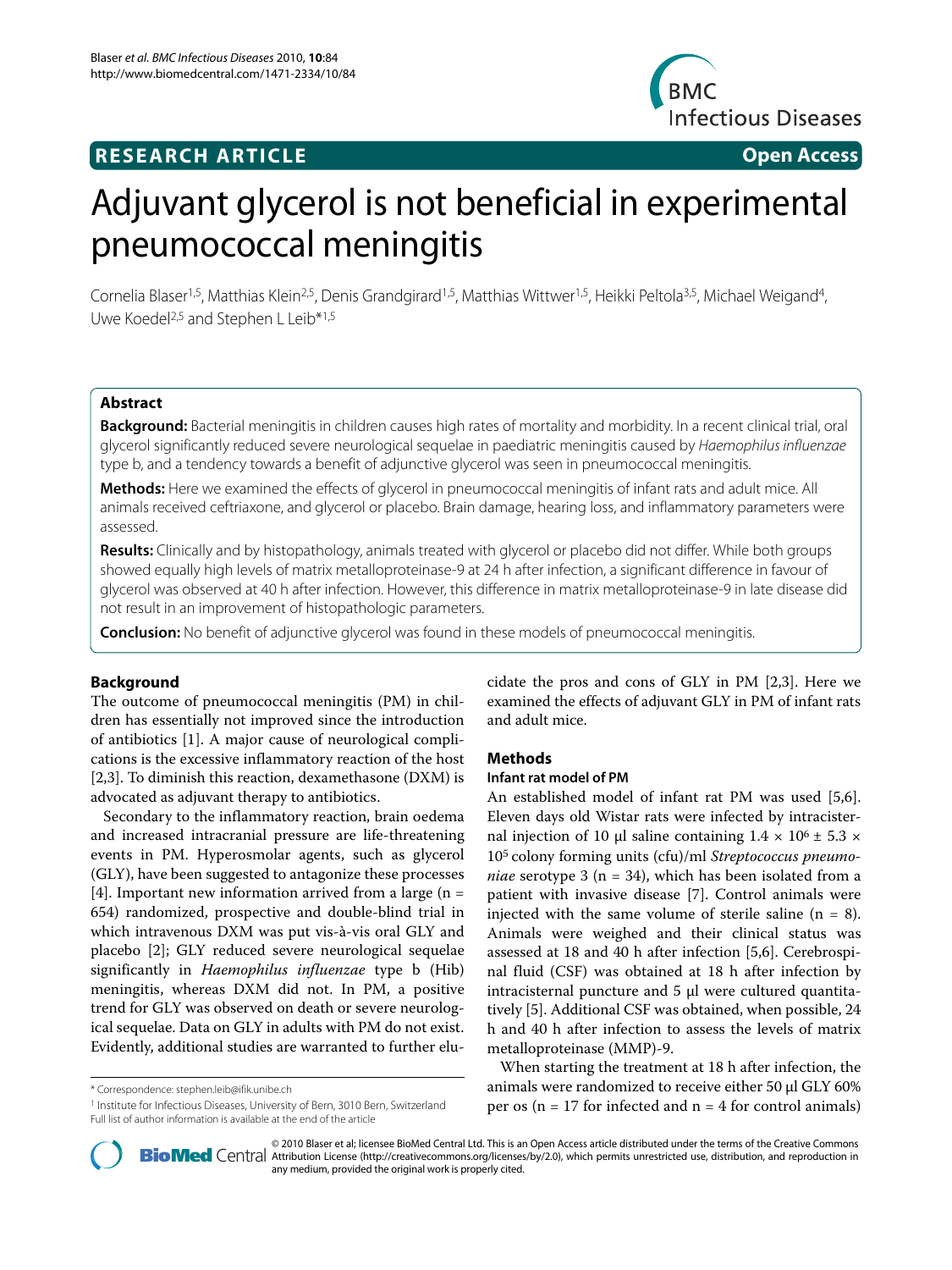**RESEARCH ARTICLE** **Open Access**

# Adjuvant glycerol is not beneficial in experimental pneumococcal meningitis

Cornelia Blaser[1,5], Matthias Klein[2,5], Denis Grandgirard[1,5], Matthias Wittwer[1,5], Heikki Peltola[3,5], Michael Weigand[4], Uwe Koedel[2,5] and Stephen L Leib*[1,5]

## Abstract

**Background:** Bacterial meningitis in children causes high rates of mortality and morbidity. In a recent clinical trial, oral glycerol significantly reduced severe neurological sequelae in paediatric meningitis caused by *Haemophilus influenzae* type b, and a tendency towards a benefit of adjunctive glycerol was seen in pneumococcal meningitis.

**Methods:** Here we examined the effects of glycerol in pneumococcal meningitis of infant rats and adult mice. All animals received ceftriaxone, and glycerol or placebo. Brain damage, hearing loss, and inflammatory parameters were assessed.

**Results:** Clinically and by histopathology, animals treated with glycerol or placebo did not differ. While both groups showed equally high levels of matrix metalloproteinase-9 at 24 h after infection, a significant difference in favour of glycerol was observed at 40 h after infection. However, this difference in matrix metalloproteinase-9 in late disease did not result in an improvement of histopathologic parameters.

**Conclusion:** No benefit of adjunctive glycerol was found in these models of pneumococcal meningitis.

## Background

The outcome of pneumococcal meningitis (PM) in children has essentially not improved since the introduction of antibiotics [1]. A major cause of neurological complications is the excessive inflammatory reaction of the host [2,3]. To diminish this reaction, dexamethasone (DXM) is advocated as adjuvant therapy to antibiotics.

Secondary to the inflammatory reaction, brain oedema and increased intracranial pressure are life-threatening events in PM. Hyperosmolar agents, such as glycerol (GLY), have been suggested to antagonize these processes [4]. Important new information arrived from a large (n = 654) randomized, prospective and double-blind trial in which intravenous DXM was put vis-à-vis oral GLY and placebo [2]; GLY reduced severe neurological sequelae significantly in *Haemophilus influenzae* type b (Hib) meningitis, whereas DXM did not. In PM, a positive trend for GLY was observed on death or severe neurological sequelae. Data on GLY in adults with PM do not exist. Evidently, additional studies are warranted to further elucidate the pros and cons of GLY in PM [2,3]. Here we examined the effects of adjuvant GLY in PM of infant rats and adult mice.

## Methods

### Infant rat model of PM

An established model of infant rat PM was used [5,6]. Eleven days old Wistar rats were infected by intracisternal injection of 10 μl saline containing $1.4 \times 10^6 \pm 5.3 \times 10^5$ colony forming units (cfu)/ml *Streptococcus pneumoniae* serotype 3 (n = 34), which has been isolated from a patient with invasive disease [7]. Control animals were injected with the same volume of sterile saline (n = 8). Animals were weighed and their clinical status was assessed at 18 and 40 h after infection [5,6]. Cerebrospinal fluid (CSF) was obtained at 18 h after infection by intracisternal puncture and 5 μl were cultured quantitatively [5]. Additional CSF was obtained, when possible, 24 h and 40 h after infection to assess the levels of matrix metalloproteinase (MMP)-9.

When starting the treatment at 18 h after infection, the animals were randomized to receive either 50 μl GLY 60% per os (n = 17 for infected and n = 4 for control animals)

\* Correspondence: stephen.leib@ifik.unibe.ch

[1] Institute for Infectious Diseases, University of Bern, 3010 Bern, Switzerland
Full list of author information is available at the end of the article

© 2010 Blaser et al; licensee BioMed Central Ltd. This is an Open Access article distributed under the terms of the Creative Commons Attribution License (http://creativecommons.org/licenses/by/2.0), which permits unrestricted use, distribution, and reproduction in any medium, provided the original work is properly cited.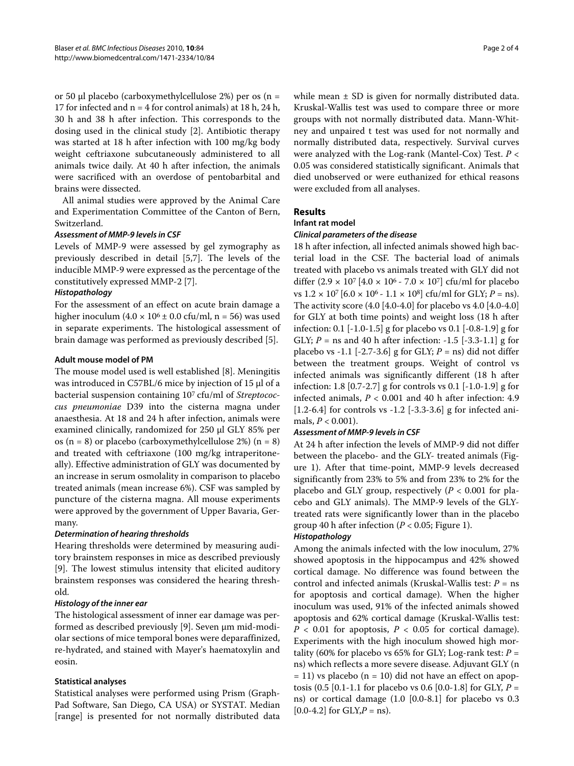or 50 μl placebo (carboxymethylcellulose 2%) per os (n = 17 for infected and n = 4 for control animals) at 18 h, 24 h, 30 h and 38 h after infection. This corresponds to the dosing used in the clinical study [2]. Antibiotic therapy was started at 18 h after infection with 100 mg/kg body weight ceftriaxone subcutaneously administered to all animals twice daily. At 40 h after infection, the animals were sacrificed with an overdose of pentobarbital and brains were dissected.

All animal studies were approved by the Animal Care and Experimentation Committee of the Canton of Bern, Switzerland.

#### *Assessment of MMP-9 levels in CSF*

Levels of MMP-9 were assessed by gel zymography as previously described in detail [5,7]. The levels of the inducible MMP-9 were expressed as the percentage of the constitutively expressed MMP-2 [7].

#### *Histopathology*

For the assessment of an effect on acute brain damage a higher inoculum ($4.0 \times 10^6 \pm 0.0$ cfu/ml, n = 56) was used in separate experiments. The histological assessment of brain damage was performed as previously described [5].

### Adult mouse model of PM

The mouse model used is well established [8]. Meningitis was introduced in C57BL/6 mice by injection of 15 μl of a bacterial suspension containing $10^7$ cfu/ml of *Streptococcus pneumoniae* D39 into the cisterna magna under anaesthesia. At 18 and 24 h after infection, animals were examined clinically, randomized for 250 μl GLY 85% per os (n = 8) or placebo (carboxymethylcellulose 2%) (n = 8) and treated with ceftriaxone (100 mg/kg intraperitoneally). Effective administration of GLY was documented by an increase in serum osmolality in comparison to placebo treated animals (mean increase 6%). CSF was sampled by puncture of the cisterna magna. All mouse experiments were approved by the government of Upper Bavaria, Germany.

#### *Determination of hearing thresholds*

Hearing thresholds were determined by measuring auditory brainstem responses in mice as described previously [9]. The lowest stimulus intensity that elicited auditory brainstem responses was considered the hearing threshold.

#### *Histology of the inner ear*

The histological assessment of inner ear damage was performed as described previously [9]. Seven μm mid-modiolar sections of mice temporal bones were deparaffinized, re-hydrated, and stained with Mayer's haematoxylin and eosin.

### Statistical analyses

Statistical analyses were performed using Prism (GraphPad Software, San Diego, CA USA) or SYSTAT. Median [range] is presented for not normally distributed data while mean ± SD is given for normally distributed data. Kruskal-Wallis test was used to compare three or more groups with not normally distributed data. Mann-Whitney and unpaired t test was used for not normally and normally distributed data, respectively. Survival curves were analyzed with the Log-rank (Mantel-Cox) Test. $P < 0.05$ was considered statistically significant. Animals that died unobserved or were euthanized for ethical reasons were excluded from all analyses.

## Results

### Infant rat model

#### *Clinical parameters of the disease*

18 h after infection, all infected animals showed high bacterial load in the CSF. The bacterial load of animals treated with placebo vs animals treated with GLY did not differ ($2.9 \times 10^7$ [$4.0 \times 10^6$ - $7.0 \times 10^7$] cfu/ml for placebo vs $1.2 \times 10^7$ [$6.0 \times 10^6$ - $1.1 \times 10^8$] cfu/ml for GLY; $P$ = ns). The activity score (4.0 [4.0-4.0] for placebo vs 4.0 [4.0-4.0] for GLY at both time points) and weight loss (18 h after infection: 0.1 [-1.0-1.5] g for placebo vs 0.1 [-0.8-1.9] g for GLY; $P$ = ns and 40 h after infection: -1.5 [-3.3-1.1] g for placebo vs -1.1 [-2.7-3.6] g for GLY; $P$ = ns) did not differ between the treatment groups. Weight of control vs infected animals was significantly different (18 h after infection: 1.8 [0.7-2.7] g for controls vs 0.1 [-1.0-1.9] g for infected animals, $P < 0.001$ and 40 h after infection: 4.9 [1.2-6.4] for controls vs -1.2 [-3.3-3.6] g for infected animals, $P < 0.001$).

#### *Assessment of MMP-9 levels in CSF*

At 24 h after infection the levels of MMP-9 did not differ between the placebo- and the GLY- treated animals (Figure 1). After that time-point, MMP-9 levels decreased significantly from 23% to 5% and from 23% to 2% for the placebo and GLY group, respectively ($P < 0.001$ for placebo and GLY animals). The MMP-9 levels of the GLY-treated rats were significantly lower than in the placebo group 40 h after infection ($P < 0.05$; Figure 1).

#### *Histopathology*

Among the animals infected with the low inoculum, 27% showed apoptosis in the hippocampus and 42% showed cortical damage. No difference was found between the control and infected animals (Kruskal-Wallis test: $P$ = ns for apoptosis and cortical damage). When the higher inoculum was used, 91% of the infected animals showed apoptosis and 62% cortical damage (Kruskal-Wallis test: $P < 0.01$ for apoptosis, $P < 0.05$ for cortical damage). Experiments with the high inoculum showed high mortality (60% for placebo vs 65% for GLY; Log-rank test: $P$ = ns) which reflects a more severe disease. Adjuvant GLY (n = 11) vs placebo (n = 10) did not have an effect on apoptosis (0.5 [0.1-1.1 for placebo vs 0.6 [0.0-1.8] for GLY, $P$ = ns) or cortical damage (1.0 [0.0-8.1] for placebo vs 0.3 [0.0-4.2] for GLY,$P$ = ns).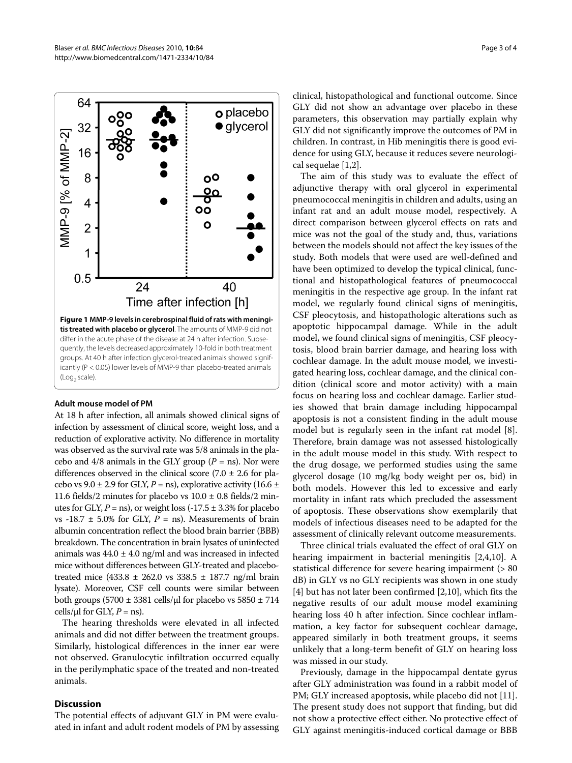**Figure 1 MMP-9 levels in cerebrospinal fluid of rats with meningitis treated with placebo or glycerol**. The amounts of MMP-9 did not differ in the acute phase of the disease at 24 h after infection. Subsequently, the levels decreased approximately 10-fold in both treatment groups. At 40 h after infection glycerol-treated animals showed significantly ($P < 0.05$) lower levels of MMP-9 than placebo-treated animals ($Log_2$ scale).

### Adult mouse model of PM

At 18 h after infection, all animals showed clinical signs of infection by assessment of clinical score, weight loss, and a reduction of explorative activity. No difference in mortality was observed as the survival rate was 5/8 animals in the placebo and 4/8 animals in the GLY group ($P$ = ns). Nor were differences observed in the clinical score (7.0 ± 2.6 for placebo vs 9.0 ± 2.9 for GLY, $P$ = ns), explorative activity (16.6 ± 11.6 fields/2 minutes for placebo vs 10.0 ± 0.8 fields/2 minutes for GLY, $P$ = ns), or weight loss (-17.5 ± 3.3% for placebo vs -18.7 ± 5.0% for GLY, $P$ = ns). Measurements of brain albumin concentration reflect the blood brain barrier (BBB) breakdown. The concentration in brain lysates of uninfected animals was 44.0 ± 4.0 ng/ml and was increased in infected mice without differences between GLY-treated and placebo-treated mice (433.8 ± 262.0 vs 338.5 ± 187.7 ng/ml brain lysate). Moreover, CSF cell counts were similar between both groups (5700 ± 3381 cells/μl for placebo vs 5850 ± 714 cells/μl for GLY, $P$ = ns).

The hearing thresholds were elevated in all infected animals and did not differ between the treatment groups. Similarly, histological differences in the inner ear were not observed. Granulocytic infiltration occurred equally in the perilymphatic space of the treated and non-treated animals.

## Discussion

The potential effects of adjuvant GLY in PM were evaluated in infant and adult rodent models of PM by assessing clinical, histopathological and functional outcome. Since GLY did not show an advantage over placebo in these parameters, this observation may partially explain why GLY did not significantly improve the outcomes of PM in children. In contrast, in Hib meningitis there is good evidence for using GLY, because it reduces severe neurological sequelae [1,2].

The aim of this study was to evaluate the effect of adjunctive therapy with oral glycerol in experimental pneumococcal meningitis in children and adults, using an infant rat and an adult mouse model, respectively. A direct comparison between glycerol effects on rats and mice was not the goal of the study and, thus, variations between the models should not affect the key issues of the study. Both models that were used are well-defined and have been optimized to develop the typical clinical, functional and histopathological features of pneumococcal meningitis in the respective age group. In the infant rat model, we regularly found clinical signs of meningitis, CSF pleocytosis, and histopathologic alterations such as apoptotic hippocampal damage. While in the adult model, we found clinical signs of meningitis, CSF pleocytosis, blood brain barrier damage, and hearing loss with cochlear damage. In the adult mouse model, we investigated hearing loss, cochlear damage, and the clinical condition (clinical score and motor activity) with a main focus on hearing loss and cochlear damage. Earlier studies showed that brain damage including hippocampal apoptosis is not a consistent finding in the adult mouse model but is regularly seen in the infant rat model [8]. Therefore, brain damage was not assessed histologically in the adult mouse model in this study. With respect to the drug dosage, we performed studies using the same glycerol dosage (10 mg/kg body weight per os, bid) in both models. However this led to excessive and early mortality in infant rats which precluded the assessment of apoptosis. These observations show exemplarily that models of infectious diseases need to be adapted for the assessment of clinically relevant outcome measurements.

Three clinical trials evaluated the effect of oral GLY on hearing impairment in bacterial meningitis [2,4,10]. A statistical difference for severe hearing impairment (> 80 dB) in GLY vs no GLY recipients was shown in one study [4] but has not later been confirmed [2,10], which fits the negative results of our adult mouse model examining hearing loss 40 h after infection. Since cochlear inflammation, a key factor for subsequent cochlear damage, appeared similarly in both treatment groups, it seems unlikely that a long-term benefit of GLY on hearing loss was missed in our study.

Previously, damage in the hippocampal dentate gyrus after GLY administration was found in a rabbit model of PM; GLY increased apoptosis, while placebo did not [11]. The present study does not support that finding, but did not show a protective effect either. No protective effect of GLY against meningitis-induced cortical damage or BBB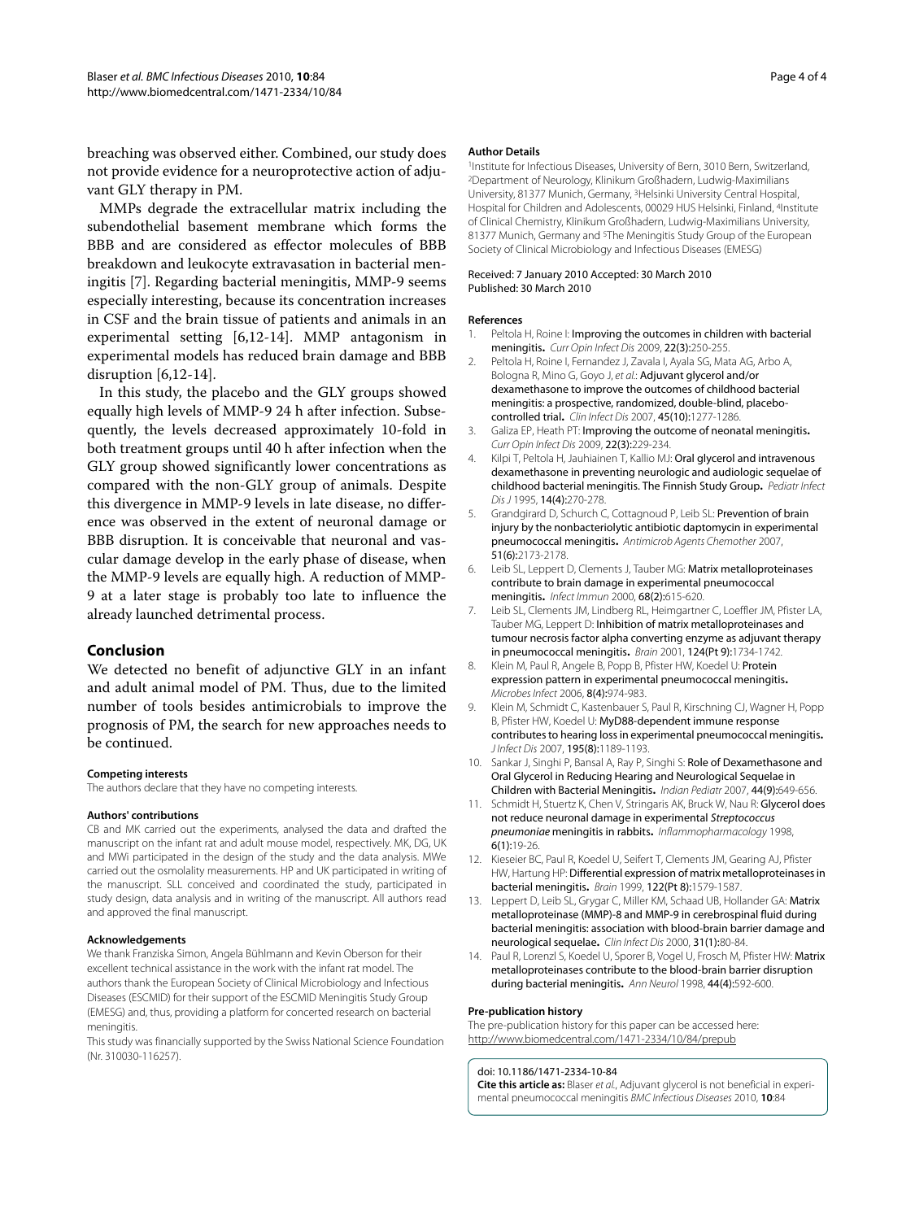breaching was observed either. Combined, our study does not provide evidence for a neuroprotective action of adjuvant GLY therapy in PM.

MMPs degrade the extracellular matrix including the subendothelial basement membrane which forms the BBB and are considered as effector molecules of BBB breakdown and leukocyte extravasation in bacterial meningitis [7]. Regarding bacterial meningitis, MMP-9 seems especially interesting, because its concentration increases in CSF and the brain tissue of patients and animals in an experimental setting [6,12-14]. MMP antagonism in experimental models has reduced brain damage and BBB disruption [6,12-14].

In this study, the placebo and the GLY groups showed equally high levels of MMP-9 24 h after infection. Subsequently, the levels decreased approximately 10-fold in both treatment groups until 40 h after infection when the GLY group showed significantly lower concentrations as compared with the non-GLY group of animals. Despite this divergence in MMP-9 levels in late disease, no difference was observed in the extent of neuronal damage or BBB disruption. It is conceivable that neuronal and vascular damage develop in the early phase of disease, when the MMP-9 levels are equally high. A reduction of MMP-9 at a later stage is probably too late to influence the already launched detrimental process.

## Conclusion

We detected no benefit of adjunctive GLY in an infant and adult animal model of PM. Thus, due to the limited number of tools besides antimicrobials to improve the prognosis of PM, the search for new approaches needs to be continued.

#### Competing interests

The authors declare that they have no competing interests.

#### Authors' contributions

CB and MK carried out the experiments, analysed the data and drafted the manuscript on the infant rat and adult mouse model, respectively. MK, DG, UK and MWi participated in the design of the study and the data analysis. MWe carried out the osmolality measurements. HP and UK participated in writing of the manuscript. SLL conceived and coordinated the study, participated in study design, data analysis and in writing of the manuscript. All authors read and approved the final manuscript.

#### Acknowledgements

We thank Franziska Simon, Angela Bühlmann and Kevin Oberson for their excellent technical assistance in the work with the infant rat model. The authors thank the European Society of Clinical Microbiology and Infectious Diseases (ESCMID) for their support of the ESCMID Meningitis Study Group (EMESG) and, thus, providing a platform for concerted research on bacterial meningitis.

This study was financially supported by the Swiss National Science Foundation (Nr. 310030-116257).

#### Author Details

[1]Institute for Infectious Diseases, University of Bern, 3010 Bern, Switzerland, [2]Department of Neurology, Klinikum Großhadern, Ludwig-Maximilians University, 81377 Munich, Germany, [3]Helsinki University Central Hospital, Hospital for Children and Adolescents, 00029 HUS Helsinki, Finland, [4]Institute of Clinical Chemistry, Klinikum Großhadern, Ludwig-Maximilians University, 81377 Munich, Germany and [5]The Meningitis Study Group of the European Society of Clinical Microbiology and Infectious Diseases (EMESG)

Received: 7 January 2010 Accepted: 30 March 2010
Published: 30 March 2010

#### References

1. Peltola H, Roine I: **Improving the outcomes in children with bacterial meningitis.** *Curr Opin Infect Dis* 2009, **22(3)**:250-255.
2. Peltola H, Roine I, Fernandez J, Zavala I, Ayala SG, Mata AG, Arbo A, Bologna R, Mino G, Goyo J, *et al.*: **Adjuvant glycerol and/or dexamethasone to improve the outcomes of childhood bacterial meningitis: a prospective, randomized, double-blind, placebo-controlled trial.** *Clin Infect Dis* 2007, **45(10)**:1277-1286.
3. Galiza EP, Heath PT: **Improving the outcome of neonatal meningitis.** *Curr Opin Infect Dis* 2009, **22(3)**:229-234.
4. Kilpi T, Peltola H, Jauhiainen T, Kallio MJ: **Oral glycerol and intravenous dexamethasone in preventing neurologic and audiologic sequelae of childhood bacterial meningitis. The Finnish Study Group.** *Pediatr Infect Dis J* 1995, **14(4)**:270-278.
5. Grandgirard D, Schurch C, Cottagnoud P, Leib SL: **Prevention of brain injury by the nonbacteriolytic antibiotic daptomycin in experimental pneumococcal meningitis.** *Antimicrob Agents Chemother* 2007, **51(6)**:2173-2178.
6. Leib SL, Leppert D, Clements J, Tauber MG: **Matrix metalloproteinases contribute to brain damage in experimental pneumococcal meningitis.** *Infect Immun* 2000, **68(2)**:615-620.
7. Leib SL, Clements JM, Lindberg RL, Heimgartner C, Loeffler JM, Pfister LA, Tauber MG, Leppert D: **Inhibition of matrix metalloproteinases and tumour necrosis factor alpha converting enzyme as adjuvant therapy in pneumococcal meningitis.** *Brain* 2001, **124(Pt 9)**:1734-1742.
8. Klein M, Paul R, Angele B, Popp B, Pfister HW, Koedel U: **Protein expression pattern in experimental pneumococcal meningitis.** *Microbes Infect* 2006, **8(4)**:974-983.
9. Klein M, Schmidt C, Kastenbauer S, Paul R, Kirschning CJ, Wagner H, Popp B, Pfister HW, Koedel U: **MyD88-dependent immune response contributes to hearing loss in experimental pneumococcal meningitis.** *J Infect Dis* 2007, **195(8)**:1189-1193.
10. Sankar J, Singhi P, Bansal A, Ray P, Singhi S: **Role of Dexamethasone and Oral Glycerol in Reducing Hearing and Neurological Sequelae in Children with Bacterial Meningitis.** *Indian Pediatr* 2007, **44(9)**:649-656.
11. Schmidt H, Stuertz K, Chen V, Stringaris AK, Bruck W, Nau R: **Glycerol does not reduce neuronal damage in experimental *Streptococcus pneumoniae* meningitis in rabbits.** *Inflammopharmacology* 1998, **6(1)**:19-26.
12. Kieseier BC, Paul R, Koedel U, Seifert T, Clements JM, Gearing AJ, Pfister HW, Hartung HP: **Differential expression of matrix metalloproteinases in bacterial meningitis.** *Brain* 1999, **122(Pt 8)**:1579-1587.
13. Leppert D, Leib SL, Grygar C, Miller KM, Schaad UB, Hollander GA: **Matrix metalloproteinase (MMP)-8 and MMP-9 in cerebrospinal fluid during bacterial meningitis: association with blood-brain barrier damage and neurological sequelae.** *Clin Infect Dis* 2000, **31(1)**:80-84.
14. Paul R, Lorenzl S, Koedel U, Sporer B, Vogel U, Frosch M, Pfister HW: **Matrix metalloproteinases contribute to the blood-brain barrier disruption during bacterial meningitis.** *Ann Neurol* 1998, **44(4)**:592-600.

#### Pre-publication history

The pre-publication history for this paper can be accessed here:
http://www.biomedcentral.com/1471-2334/10/84/prepub

doi: 10.1186/1471-2334-10-84
**Cite this article as:** Blaser *et al.*, Adjuvant glycerol is not beneficial in experimental pneumococcal meningitis *BMC Infectious Diseases* 2010, **10**:84